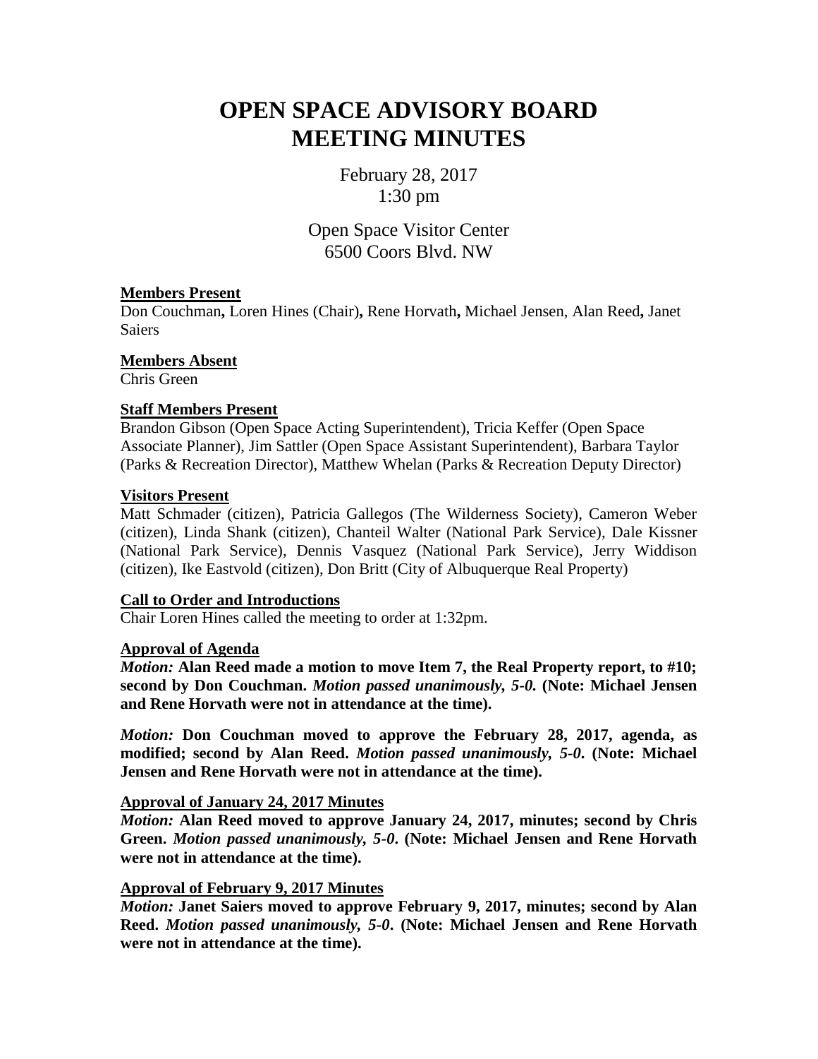# OPEN SPACE ADVISORY BOARD MEETING MINUTES

February 28, 2017
1:30 pm

Open Space Visitor Center
6500 Coors Blvd. NW

**Members Present**
Don Couchman**,** Loren Hines (Chair)**,** Rene Horvath**,** Michael Jensen, Alan Reed**,** Janet Saiers

**Members Absent**
Chris Green

**Staff Members Present**
Brandon Gibson (Open Space Acting Superintendent), Tricia Keffer (Open Space Associate Planner), Jim Sattler (Open Space Assistant Superintendent), Barbara Taylor (Parks & Recreation Director), Matthew Whelan (Parks & Recreation Deputy Director)

**Visitors Present**
Matt Schmader (citizen), Patricia Gallegos (The Wilderness Society), Cameron Weber (citizen), Linda Shank (citizen), Chanteil Walter (National Park Service), Dale Kissner (National Park Service), Dennis Vasquez (National Park Service), Jerry Widdison (citizen), Ike Eastvold (citizen), Don Britt (City of Albuquerque Real Property)

**Call to Order and Introductions**
Chair Loren Hines called the meeting to order at 1:32pm.

**Approval of Agenda**
***Motion:*** **Alan Reed made a motion to move Item 7, the Real Property report, to #10; second by Don Couchman.** ***Motion passed unanimously, 5-0.*** **(Note: Michael Jensen and Rene Horvath were not in attendance at the time).**

***Motion:*** **Don Couchman moved to approve the February 28, 2017, agenda, as modified; second by Alan Reed.** ***Motion passed unanimously, 5-0*****. (Note: Michael Jensen and Rene Horvath were not in attendance at the time).**

**Approval of January 24, 2017 Minutes**
***Motion:*** **Alan Reed moved to approve January 24, 2017, minutes; second by Chris Green.** ***Motion passed unanimously, 5-0*****. (Note: Michael Jensen and Rene Horvath were not in attendance at the time).**

**Approval of February 9, 2017 Minutes**
***Motion:*** **Janet Saiers moved to approve February 9, 2017, minutes; second by Alan Reed.** ***Motion passed unanimously, 5-0*****. (Note: Michael Jensen and Rene Horvath were not in attendance at the time).**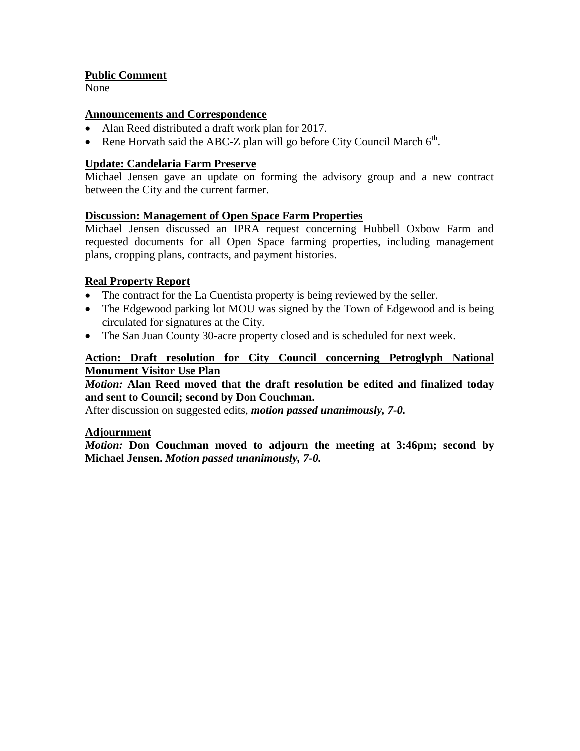**Public Comment**

None

**Announcements and Correspondence**

- Alan Reed distributed a draft work plan for 2017.
- Rene Horvath said the ABC-Z plan will go before City Council March 6th.

**Update: Candelaria Farm Preserve**

Michael Jensen gave an update on forming the advisory group and a new contract between the City and the current farmer.

**Discussion: Management of Open Space Farm Properties**

Michael Jensen discussed an IPRA request concerning Hubbell Oxbow Farm and requested documents for all Open Space farming properties, including management plans, cropping plans, contracts, and payment histories.

**Real Property Report**

- The contract for the La Cuentista property is being reviewed by the seller.
- The Edgewood parking lot MOU was signed by the Town of Edgewood and is being circulated for signatures at the City.
- The San Juan County 30-acre property closed and is scheduled for next week.

**Action: Draft resolution for City Council concerning Petroglyph National Monument Visitor Use Plan**

***Motion:*** **Alan Reed moved that the draft resolution be edited and finalized today and sent to Council; second by Don Couchman.**

After discussion on suggested edits, ***motion passed unanimously, 7-0.***

**Adjournment**

***Motion:*** **Don Couchman moved to adjourn the meeting at 3:46pm; second by Michael Jensen.** ***Motion passed unanimously, 7-0.***